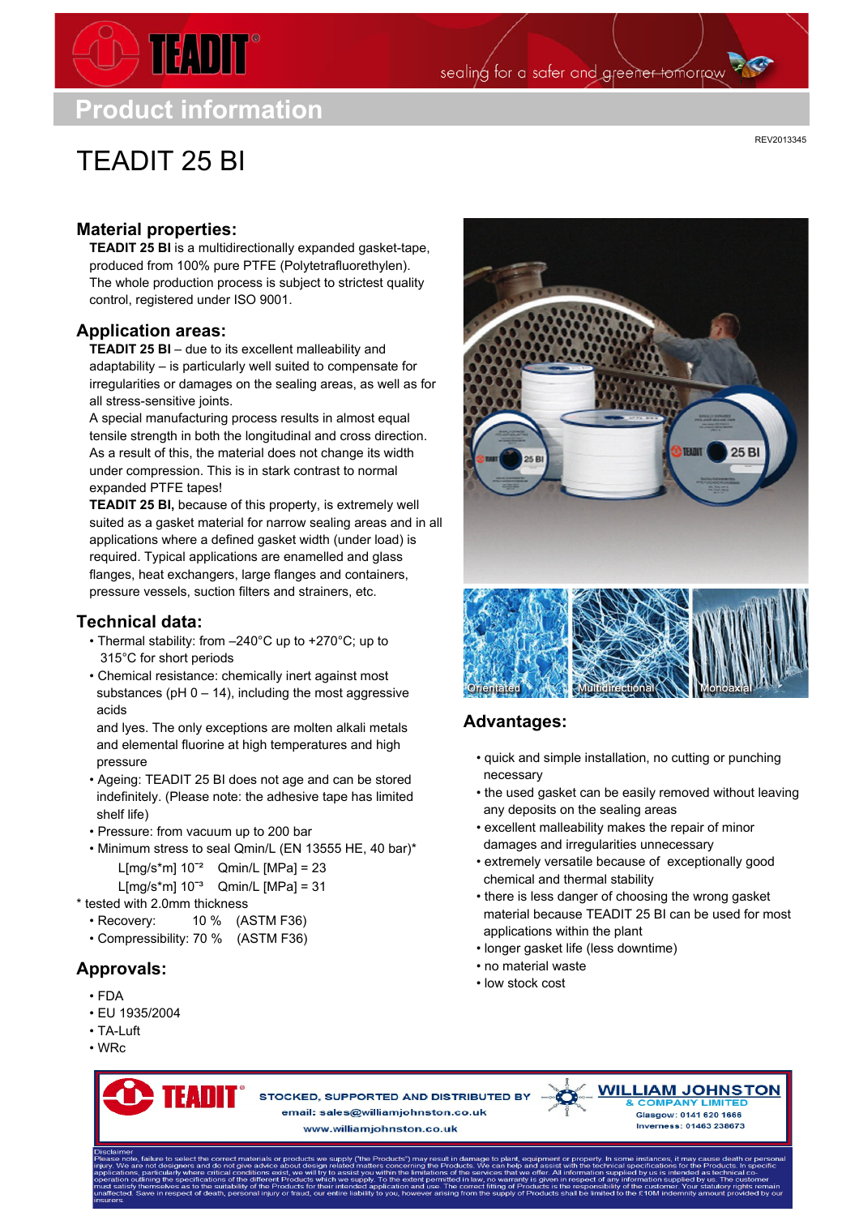# Product information

REV2013345

# TEADIT 25 BI

## Material properties:

**TEADIT 25 BI** is a multidirectionally expanded gasket-tape, produced from 100% pure PTFE (Polytetrafluorethylen). The whole production process is subject to strictest quality control, registered under ISO 9001.

## Application areas:

**TEADIT 25 BI** – due to its excellent malleability and adaptability – is particularly well suited to compensate for irregularities or damages on the sealing areas, as well as for all stress-sensitive joints.

A special manufacturing process results in almost equal tensile strength in both the longitudinal and cross direction. As a result of this, the material does not change its width under compression. This is in stark contrast to normal expanded PTFE tapes!

**TEADIT 25 BI,** because of this property, is extremely well suited as a gasket material for narrow sealing areas and in all applications where a defined gasket width (under load) is required. Typical applications are enamelled and glass flanges, heat exchangers, large flanges and containers, pressure vessels, suction filters and strainers, etc.

## Technical data:

- Thermal stability: from –240°C up to +270°C; up to 315°C for short periods
- Chemical resistance: chemically inert against most substances (pH 0 – 14), including the most aggressive acids
  and lyes. The only exceptions are molten alkali metals and elemental fluorine at high temperatures and high pressure
- Ageing: TEADIT 25 BI does not age and can be stored indefinitely. (Please note: the adhesive tape has limited shelf life)
- Pressure: from vacuum up to 200 bar
- Minimum stress to seal Qmin/L (EN 13555 HE, 40 bar)*
  - L[mg/s*m] $10^{-2}$ Qmin/L [MPa] = 23
  - L[mg/s*m] $10^{-3}$ Qmin/L [MPa] = 31

\* tested with 2.0mm thickness

- Recovery: 10 % (ASTM F36)
- Compressibility: 70 % (ASTM F36)

## Approvals:

- FDA
- EU 1935/2004
- TA-Luft
- WRc

Orientated | Multidirectional | Monoaxial

## Advantages:

- quick and simple installation, no cutting or punching necessary
- the used gasket can be easily removed without leaving any deposits on the sealing areas
- excellent malleability makes the repair of minor damages and irregularities unnecessary
- extremely versatile because of exceptionally good chemical and thermal stability
- there is less danger of choosing the wrong gasket material because TEADIT 25 BI can be used for most applications within the plant
- longer gasket life (less downtime)
- no material waste
- low stock cost

STOCKED, SUPPORTED AND DISTRIBUTED BY
email: sales@williamjohnston.co.uk
www.williamjohnston.co.uk

WILLIAM JOHNSTON & COMPANY LIMITED
Glasgow: 0141 620 1666
Inverness: 01463 238673

Disclaimer
Please note, failure to select the correct materials or products we supply ("the Products") may result in damage to plant, equipment or property. In some instances, it may cause death or personal injury. We are not designers and do not give advice about design related matters concerning the Products. We can help and assist with the technical specifications for the Products. In specific applications, particularly where critical conditions exist, we will try to assist you within the limitations of the services that we offer. All information supplied by us is intended as technical co-operation outlining the specifications of the different Products which we supply. To the extent permitted in law, no warranty is given in respect of any information supplied by us. The customer must satisfy themselves as to the suitability of the Products for their intended application and use. The correct fitting of Products is the responsibility of the customer. Your statutory rights remain unaffected. Save in respect of death, personal injury or fraud, our entire liability to you, however arising from the supply of Products shall be limited to the £10M indemnity amount provided by our insurers.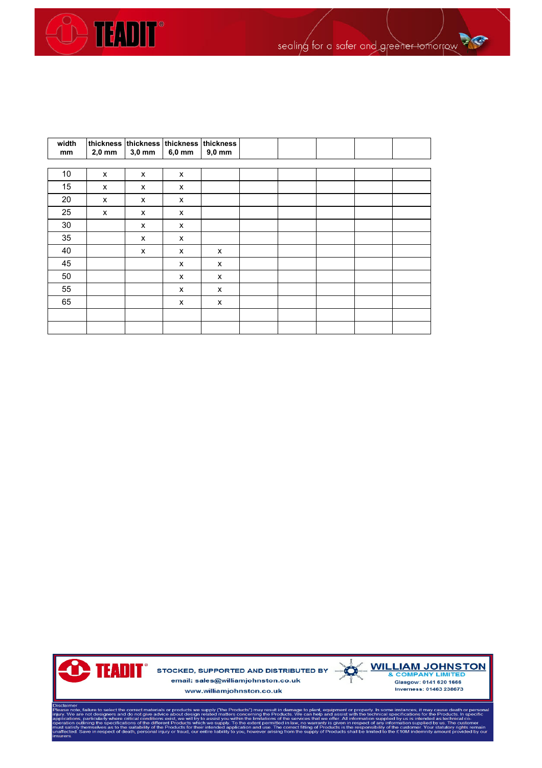| width mm | thickness 2,0 mm | thickness 3,0 mm | thickness 6,0 mm | thickness 9,0 mm | | | | | |
|---|---|---|---|---|---|---|---|---|---|
| 10 | x | x | x | | | | | | |
| 15 | x | x | x | | | | | | |
| 20 | x | x | x | | | | | | |
| 25 | x | x | x | | | | | | |
| 30 | | x | x | | | | | | |
| 35 | | x | x | | | | | | |
| 40 | | x | x | x | | | | | |
| 45 | | | x | x | | | | | |
| 50 | | | x | x | | | | | |
| 55 | | | x | x | | | | | |
| 65 | | | x | x | | | | | |
| | | | | | | | | | |
| | | | | | | | | | |

STOCKED, SUPPORTED AND DISTRIBUTED BY

email: sales@williamjohnston.co.uk

www.williamjohnston.co.uk

WILLIAM JOHNSTON & COMPANY LIMITED

Glasgow: 0141 620 1666

Inverness: 01463 238673

Disclaimer

Please note, failure to select the correct materials or products we supply ("the Products") may result in damage to plant, equipment or property. In some instances, it may cause death or personal injury. We are not designers and do not give advice about design related matters concerning the Products. We can help and assist with the technical specifications for the Products. In specific applications, particularly where critical conditions exist, we will try to assist you within the limitations of the services that we offer. All information supplied by us is intended as technical co-operation outlining the specifications of the different Products which we supply. To the extent permitted in law, no warranty is given in respect of any information supplied by us. The customer must satisfy themselves as to the suitability of the Products for their intended application and use. The correct fitting of Products is the responsibility of the customer. Your statutory rights remain unaffected. Save in respect of death, personal injury or fraud, our entire liability to you, however arising from the supply of Products shall be limited to the £10M indemnity amount provided by our insurers.